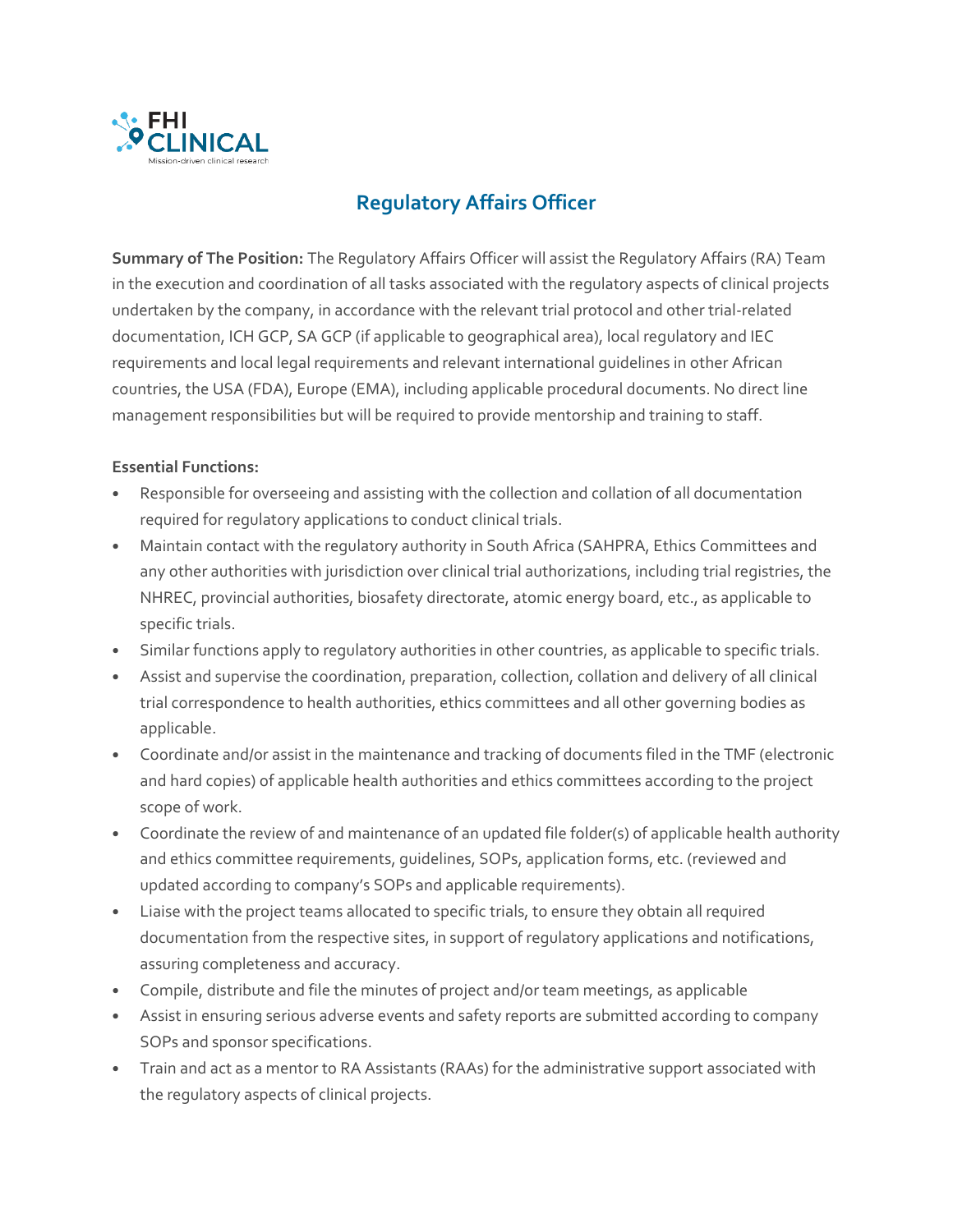FHI CLINICAL
Mission-driven clinical research

# Regulatory Affairs Officer

**Summary of The Position:** The Regulatory Affairs Officer will assist the Regulatory Affairs (RA) Team in the execution and coordination of all tasks associated with the regulatory aspects of clinical projects undertaken by the company, in accordance with the relevant trial protocol and other trial-related documentation, ICH GCP, SA GCP (if applicable to geographical area), local regulatory and IEC requirements and local legal requirements and relevant international guidelines in other African countries, the USA (FDA), Europe (EMA), including applicable procedural documents. No direct line management responsibilities but will be required to provide mentorship and training to staff.

**Essential Functions:**

- Responsible for overseeing and assisting with the collection and collation of all documentation required for regulatory applications to conduct clinical trials.
- Maintain contact with the regulatory authority in South Africa (SAHPRA, Ethics Committees and any other authorities with jurisdiction over clinical trial authorizations, including trial registries, the NHREC, provincial authorities, biosafety directorate, atomic energy board, etc., as applicable to specific trials.
- Similar functions apply to regulatory authorities in other countries, as applicable to specific trials.
- Assist and supervise the coordination, preparation, collection, collation and delivery of all clinical trial correspondence to health authorities, ethics committees and all other governing bodies as applicable.
- Coordinate and/or assist in the maintenance and tracking of documents filed in the TMF (electronic and hard copies) of applicable health authorities and ethics committees according to the project scope of work.
- Coordinate the review of and maintenance of an updated file folder(s) of applicable health authority and ethics committee requirements, guidelines, SOPs, application forms, etc. (reviewed and updated according to company's SOPs and applicable requirements).
- Liaise with the project teams allocated to specific trials, to ensure they obtain all required documentation from the respective sites, in support of regulatory applications and notifications, assuring completeness and accuracy.
- Compile, distribute and file the minutes of project and/or team meetings, as applicable
- Assist in ensuring serious adverse events and safety reports are submitted according to company SOPs and sponsor specifications.
- Train and act as a mentor to RA Assistants (RAAs) for the administrative support associated with the regulatory aspects of clinical projects.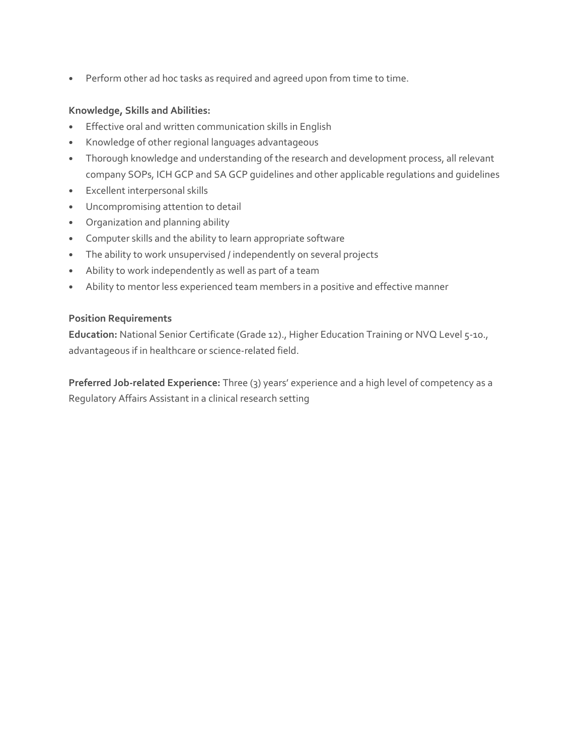- Perform other ad hoc tasks as required and agreed upon from time to time.

**Knowledge, Skills and Abilities:**

- Effective oral and written communication skills in English
- Knowledge of other regional languages advantageous
- Thorough knowledge and understanding of the research and development process, all relevant company SOPs, ICH GCP and SA GCP guidelines and other applicable regulations and guidelines
- Excellent interpersonal skills
- Uncompromising attention to detail
- Organization and planning ability
- Computer skills and the ability to learn appropriate software
- The ability to work unsupervised / independently on several projects
- Ability to work independently as well as part of a team
- Ability to mentor less experienced team members in a positive and effective manner

**Position Requirements**

**Education:** National Senior Certificate (Grade 12)., Higher Education Training or NVQ Level 5-10., advantageous if in healthcare or science-related field.

**Preferred Job-related Experience:** Three (3) years' experience and a high level of competency as a Regulatory Affairs Assistant in a clinical research setting